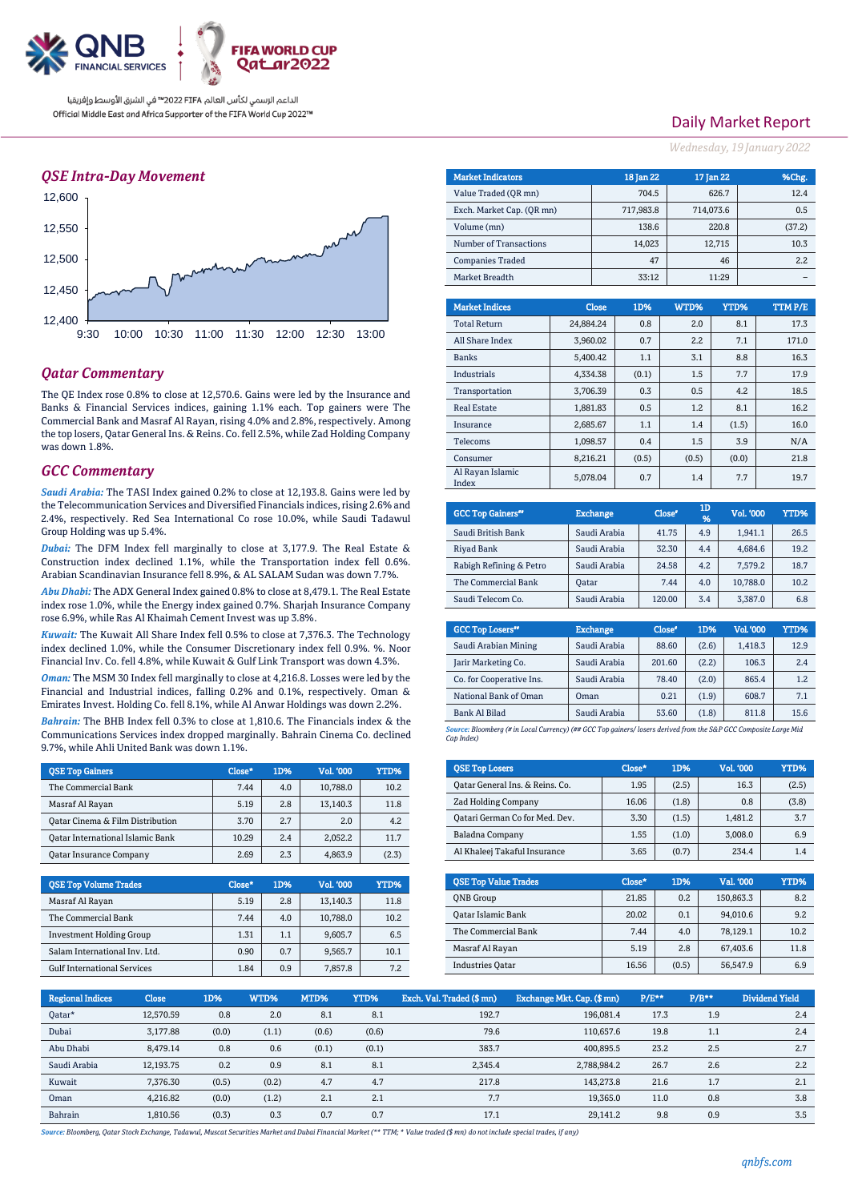Official Middle East and Africa Supporter of the FIFA World Cup 2022™

الداعم الرسمي لكأس العالم FIFA 2022™ في الشرق الأوسط وإفريقيا

# Daily Market Report

*Wednesday, 19 January 2022*

## QSE Intra-Day Movement

## Qatar Commentary

The QE Index rose 0.8% to close at 12,570.6. Gains were led by the Insurance and Banks & Financial Services indices, gaining 1.1% each. Top gainers were The Commercial Bank and Masraf Al Rayan, rising 4.0% and 2.8%, respectively. Among the top losers, Qatar General Ins. & Reins. Co. fell 2.5%, while Zad Holding Company was down 1.8%.

## GCC Commentary

***Saudi Arabia:*** The TASI Index gained 0.2% to close at 12,193.8. Gains were led by the Telecommunication Services and Diversified Financials indices, rising 2.6% and 2.4%, respectively. Red Sea International Co rose 10.0%, while Saudi Tadawul Group Holding was up 5.4%.

***Dubai:*** The DFM Index fell marginally to close at 3,177.9. The Real Estate & Construction index declined 1.1%, while the Transportation index fell 0.6%. Arabian Scandinavian Insurance fell 8.9%, & AL SALAM Sudan was down 7.7%.

***Abu Dhabi:*** The ADX General Index gained 0.8% to close at 8,479.1. The Real Estate index rose 1.0%, while the Energy index gained 0.7%. Sharjah Insurance Company rose 6.9%, while Ras Al Khaimah Cement Invest was up 3.8%.

***Kuwait:*** The Kuwait All Share Index fell 0.5% to close at 7,376.3. The Technology index declined 1.0%, while the Consumer Discretionary index fell 0.9%. %. Noor Financial Inv. Co. fell 4.8%, while Kuwait & Gulf Link Transport was down 4.3%.

***Oman:*** The MSM 30 Index fell marginally to close at 4,216.8. Losses were led by the Financial and Industrial indices, falling 0.2% and 0.1%, respectively. Oman & Emirates Invest. Holding Co. fell 8.1%, while Al Anwar Holdings was down 2.2%.

***Bahrain:*** The BHB Index fell 0.3% to close at 1,810.6. The Financials index & the Communications Services index dropped marginally. Bahrain Cinema Co. declined 9.7%, while Ahli United Bank was down 1.1%.

| Market Indicators | 18 Jan 22 | 17 Jan 22 | %Chg. |
|---|---|---|---|
| Value Traded (QR mn) | 704.5 | 626.7 | 12.4 |
| Exch. Market Cap. (QR mn) | 717,983.8 | 714,073.6 | 0.5 |
| Volume (mn) | 138.6 | 220.8 | (37.2) |
| Number of Transactions | 14,023 | 12,715 | 10.3 |
| Companies Traded | 47 | 46 | 2.2 |
| Market Breadth | 33:12 | 11:29 | – |

| Market Indices | Close | 1D% | WTD% | YTD% | TTM P/E |
|---|---|---|---|---|---|
| Total Return | 24,884.24 | 0.8 | 2.0 | 8.1 | 17.3 |
| All Share Index | 3,960.02 | 0.7 | 2.2 | 7.1 | 171.0 |
| Banks | 5,400.42 | 1.1 | 3.1 | 8.8 | 16.3 |
| Industrials | 4,334.38 | (0.1) | 1.5 | 7.7 | 17.9 |
| Transportation | 3,706.39 | 0.3 | 0.5 | 4.2 | 18.5 |
| Real Estate | 1,881.83 | 0.5 | 1.2 | 8.1 | 16.2 |
| Insurance | 2,685.67 | 1.1 | 1.4 | (1.5) | 16.0 |
| Telecoms | 1,098.57 | 0.4 | 1.5 | 3.9 | N/A |
| Consumer | 8,216.21 | (0.5) | (0.5) | (0.0) | 21.8 |
| Al Rayan Islamic Index | 5,078.04 | 0.7 | 1.4 | 7.7 | 19.7 |

| GCC Top Gainers## | Exchange | Close# | 1D% | Vol. '000 | YTD% |
|---|---|---|---|---|---|
| Saudi British Bank | Saudi Arabia | 41.75 | 4.9 | 1,941.1 | 26.5 |
| Riyad Bank | Saudi Arabia | 32.30 | 4.4 | 4,684.6 | 19.2 |
| Rabigh Refining & Petro | Saudi Arabia | 24.58 | 4.2 | 7,579.2 | 18.7 |
| The Commercial Bank | Qatar | 7.44 | 4.0 | 10,788.0 | 10.2 |
| Saudi Telecom Co. | Saudi Arabia | 120.00 | 3.4 | 3,387.0 | 6.8 |

| GCC Top Losers## | Exchange | Close# | 1D% | Vol. '000 | YTD% |
|---|---|---|---|---|---|
| Saudi Arabian Mining | Saudi Arabia | 88.60 | (2.6) | 1,418.3 | 12.9 |
| Jarir Marketing Co. | Saudi Arabia | 201.60 | (2.2) | 106.3 | 2.4 |
| Co. for Cooperative Ins. | Saudi Arabia | 78.40 | (2.0) | 865.4 | 1.2 |
| National Bank of Oman | Oman | 0.21 | (1.9) | 608.7 | 7.1 |
| Bank Al Bilad | Saudi Arabia | 53.60 | (1.8) | 811.8 | 15.6 |

*Source: Bloomberg (# in Local Currency) (## GCC Top gainers/ losers derived from the S&P GCC Composite Large Mid Cap Index)*

| QSE Top Gainers | Close* | 1D% | Vol. '000 | YTD% |
|---|---|---|---|---|
| The Commercial Bank | 7.44 | 4.0 | 10,788.0 | 10.2 |
| Masraf Al Rayan | 5.19 | 2.8 | 13,140.3 | 11.8 |
| Qatar Cinema & Film Distribution | 3.70 | 2.7 | 2.0 | 4.2 |
| Qatar International Islamic Bank | 10.29 | 2.4 | 2,052.2 | 11.7 |
| Qatar Insurance Company | 2.69 | 2.3 | 4,863.9 | (2.3) |

| QSE Top Losers | Close* | 1D% | Vol. '000 | YTD% |
|---|---|---|---|---|
| Qatar General Ins. & Reins. Co. | 1.95 | (2.5) | 16.3 | (2.5) |
| Zad Holding Company | 16.06 | (1.8) | 0.8 | (3.8) |
| Qatari German Co for Med. Dev. | 3.30 | (1.5) | 1,481.2 | 3.7 |
| Baladna Company | 1.55 | (1.0) | 3,008.0 | 6.9 |
| Al Khaleej Takaful Insurance | 3.65 | (0.7) | 234.4 | 1.4 |

| QSE Top Volume Trades | Close* | 1D% | Vol. '000 | YTD% |
|---|---|---|---|---|
| Masraf Al Rayan | 5.19 | 2.8 | 13,140.3 | 11.8 |
| The Commercial Bank | 7.44 | 4.0 | 10,788.0 | 10.2 |
| Investment Holding Group | 1.31 | 1.1 | 9,605.7 | 6.5 |
| Salam International Inv. Ltd. | 0.90 | 0.7 | 9,565.7 | 10.1 |
| Gulf International Services | 1.84 | 0.9 | 7,857.8 | 7.2 |

| QSE Top Value Trades | Close* | 1D% | Val. '000 | YTD% |
|---|---|---|---|---|
| QNB Group | 21.85 | 0.2 | 150,863.3 | 8.2 |
| Qatar Islamic Bank | 20.02 | 0.1 | 94,010.6 | 9.2 |
| The Commercial Bank | 7.44 | 4.0 | 78,129.1 | 10.2 |
| Masraf Al Rayan | 5.19 | 2.8 | 67,403.6 | 11.8 |
| Industries Qatar | 16.56 | (0.5) | 56,547.9 | 6.9 |

| Regional Indices | Close | 1D% | WTD% | MTD% | YTD% | Exch. Val. Traded ($ mn) | Exchange Mkt. Cap. ($ mn) | P/E** | P/B** | Dividend Yield |
|---|---|---|---|---|---|---|---|---|---|---|
| Qatar* | 12,570.59 | 0.8 | 2.0 | 8.1 | 8.1 | 192.7 | 196,081.4 | 17.3 | 1.9 | 2.4 |
| Dubai | 3,177.88 | (0.0) | (1.1) | (0.6) | (0.6) | 79.6 | 110,657.6 | 19.8 | 1.1 | 2.4 |
| Abu Dhabi | 8,479.14 | 0.8 | 0.6 | (0.1) | (0.1) | 383.7 | 400,895.5 | 23.2 | 2.5 | 2.7 |
| Saudi Arabia | 12,193.75 | 0.2 | 0.9 | 8.1 | 8.1 | 2,345.4 | 2,788,984.2 | 26.7 | 2.6 | 2.2 |
| Kuwait | 7,376.30 | (0.5) | (0.2) | 4.7 | 4.7 | 217.8 | 143,273.8 | 21.6 | 1.7 | 2.1 |
| Oman | 4,216.82 | (0.0) | (1.2) | 2.1 | 2.1 | 7.7 | 19,365.0 | 11.0 | 0.8 | 3.8 |
| Bahrain | 1,810.56 | (0.3) | 0.3 | 0.7 | 0.7 | 17.1 | 29,141.2 | 9.8 | 0.9 | 3.5 |

*Source: Bloomberg, Qatar Stock Exchange, Tadawul, Muscat Securities Market and Dubai Financial Market (** TTM; * Value traded ($ mn) do not include special trades, if any)*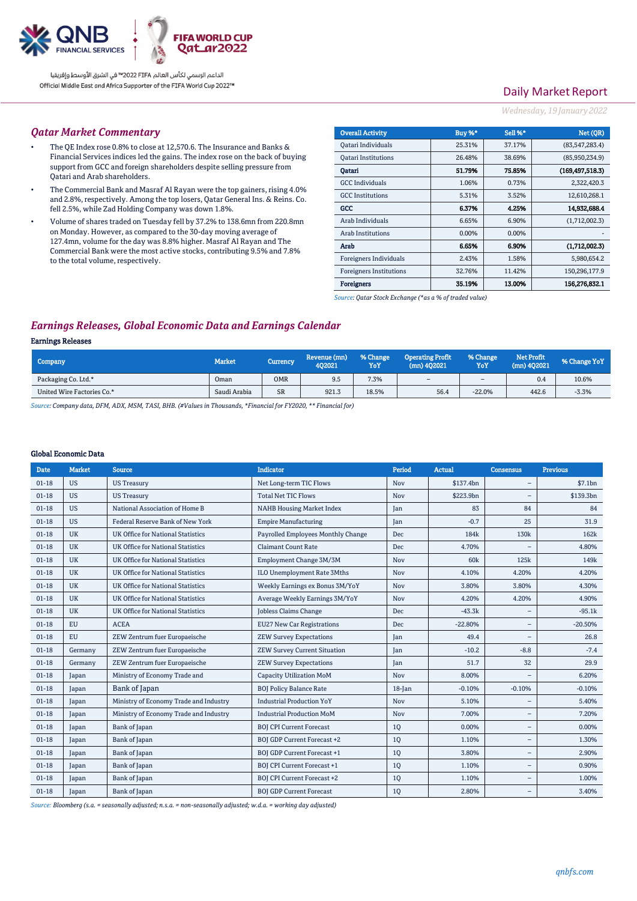# Daily Market Report

*Wednesday, 19 January 2022*

## Qatar Market Commentary

- The QE Index rose 0.8% to close at 12,570.6. The Insurance and Banks & Financial Services indices led the gains. The index rose on the back of buying support from GCC and foreign shareholders despite selling pressure from Qatari and Arab shareholders.
- The Commercial Bank and Masraf Al Rayan were the top gainers, rising 4.0% and 2.8%, respectively. Among the top losers, Qatar General Ins. & Reins. Co. fell 2.5%, while Zad Holding Company was down 1.8%.
- Volume of shares traded on Tuesday fell by 37.2% to 138.6mn from 220.8mn on Monday. However, as compared to the 30-day moving average of 127.4mn, volume for the day was 8.8% higher. Masraf Al Rayan and The Commercial Bank were the most active stocks, contributing 9.5% and 7.8% to the total volume, respectively.

| Overall Activity | Buy %* | Sell %* | Net (QR) |
|---|---|---|---|
| Qatari Individuals | 25.31% | 37.17% | (83,547,283.4) |
| Qatari Institutions | 26.48% | 38.69% | (85,950,234.9) |
| **Qatari** | **51.79%** | **75.85%** | **(169,497,518.3)** |
| GCC Individuals | 1.06% | 0.73% | 2,322,420.3 |
| GCC Institutions | 5.31% | 3.52% | 12,610,268.1 |
| **GCC** | **6.37%** | **4.25%** | **14,932,688.4** |
| Arab Individuals | 6.65% | 6.90% | (1,712,002.3) |
| Arab Institutions | 0.00% | 0.00% | - |
| **Arab** | **6.65%** | **6.90%** | **(1,712,002.3)** |
| Foreigners Individuals | 2.43% | 1.58% | 5,980,654.2 |
| Foreigners Institutions | 32.76% | 11.42% | 150,296,177.9 |
| **Foreigners** | **35.19%** | **13.00%** | **156,276,832.1** |

*Source: Qatar Stock Exchange (\*as a % of traded value)*

## Earnings Releases, Global Economic Data and Earnings Calendar

### Earnings Releases

| Company | Market | Currency | Revenue (mn) 4Q2021 | % Change YoY | Operating Profit (mn) 4Q2021 | % Change YoY | Net Profit (mn) 4Q2021 | % Change YoY |
|---|---|---|---|---|---|---|---|---|
| Packaging Co. Ltd.* | Oman | OMR | 9.5 | 7.3% | – | – | 0.4 | 10.6% |
| United Wire Factories Co.* | Saudi Arabia | SR | 921.3 | 18.5% | 56.4 | -22.0% | 442.6 | -3.3% |

*Source: Company data, DFM, ADX, MSM, TASI, BHB. (#Values in Thousands, \*Financial for FY2020, \*\* Financial for)*

### Global Economic Data

| Date | Market | Source | Indicator | Period | Actual | Consensus | Previous |
|---|---|---|---|---|---|---|---|
| 01-18 | US | US Treasury | Net Long-term TIC Flows | Nov | $137.4bn | – | $7.1bn |
| 01-18 | US | US Treasury | Total Net TIC Flows | Nov | $223.9bn | – | $139.3bn |
| 01-18 | US | National Association of Home B | NAHB Housing Market Index | Jan | 83 | 84 | 84 |
| 01-18 | US | Federal Reserve Bank of New York | Empire Manufacturing | Jan | -0.7 | 25 | 31.9 |
| 01-18 | UK | UK Office for National Statistics | Payrolled Employees Monthly Change | Dec | 184k | 130k | 162k |
| 01-18 | UK | UK Office for National Statistics | Claimant Count Rate | Dec | 4.70% | – | 4.80% |
| 01-18 | UK | UK Office for National Statistics | Employment Change 3M/3M | Nov | 60k | 125k | 149k |
| 01-18 | UK | UK Office for National Statistics | ILO Unemployment Rate 3Mths | Nov | 4.10% | 4.20% | 4.20% |
| 01-18 | UK | UK Office for National Statistics | Weekly Earnings ex Bonus 3M/YoY | Nov | 3.80% | 3.80% | 4.30% |
| 01-18 | UK | UK Office for National Statistics | Average Weekly Earnings 3M/YoY | Nov | 4.20% | 4.20% | 4.90% |
| 01-18 | UK | UK Office for National Statistics | Jobless Claims Change | Dec | -43.3k | – | -95.1k |
| 01-18 | EU | ACEA | EU27 New Car Registrations | Dec | -22.80% | – | -20.50% |
| 01-18 | EU | ZEW Zentrum fuer Europaeische | ZEW Survey Expectations | Jan | 49.4 | – | 26.8 |
| 01-18 | Germany | ZEW Zentrum fuer Europaeische | ZEW Survey Current Situation | Jan | -10.2 | -8.8 | -7.4 |
| 01-18 | Germany | ZEW Zentrum fuer Europaeische | ZEW Survey Expectations | Jan | 51.7 | 32 | 29.9 |
| 01-18 | Japan | Ministry of Economy Trade and | Capacity Utilization MoM | Nov | 8.00% | – | 6.20% |
| 01-18 | Japan | Bank of Japan | BOJ Policy Balance Rate | 18-Jan | -0.10% | -0.10% | -0.10% |
| 01-18 | Japan | Ministry of Economy Trade and Industry | Industrial Production YoY | Nov | 5.10% | – | 5.40% |
| 01-18 | Japan | Ministry of Economy Trade and Industry | Industrial Production MoM | Nov | 7.00% | – | 7.20% |
| 01-18 | Japan | Bank of Japan | BOJ CPI Current Forecast | 1Q | 0.00% | – | 0.00% |
| 01-18 | Japan | Bank of Japan | BOJ GDP Current Forecast +2 | 1Q | 1.10% | – | 1.30% |
| 01-18 | Japan | Bank of Japan | BOJ GDP Current Forecast +1 | 1Q | 3.80% | – | 2.90% |
| 01-18 | Japan | Bank of Japan | BOJ CPI Current Forecast +1 | 1Q | 1.10% | – | 0.90% |
| 01-18 | Japan | Bank of Japan | BOJ CPI Current Forecast +2 | 1Q | 1.10% | – | 1.00% |
| 01-18 | Japan | Bank of Japan | BOJ GDP Current Forecast | 1Q | 2.80% | – | 3.40% |

*Source: Bloomberg (s.a. = seasonally adjusted; n.s.a. = non-seasonally adjusted; w.d.a. = working day adjusted)*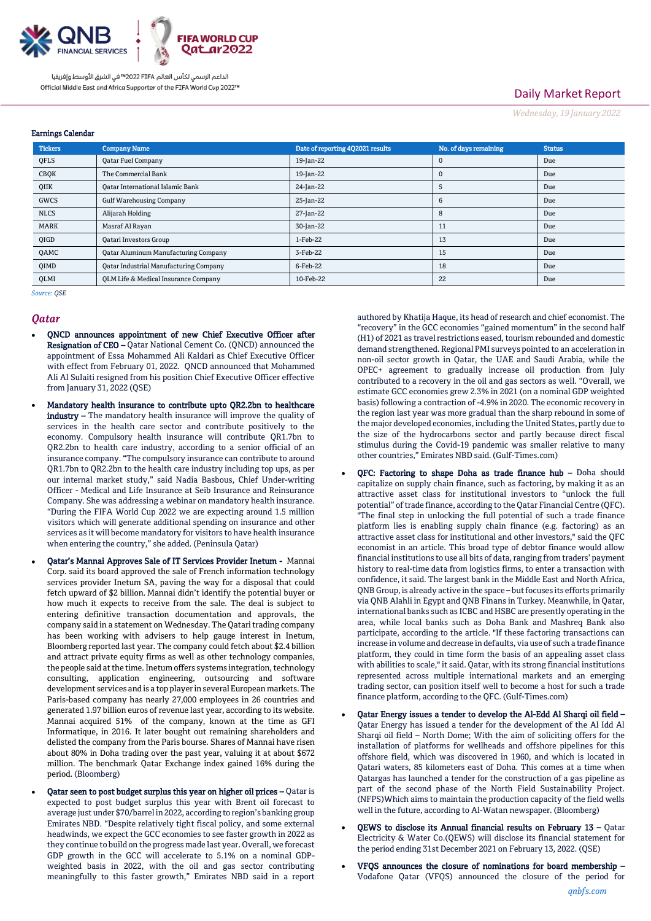## Earnings Calendar

| Tickers | Company Name | Date of reporting 4Q2021 results | No. of days remaining | Status |
|---|---|---|---|---|
| QFLS | Qatar Fuel Company | 19-Jan-22 | 0 | Due |
| CBQK | The Commercial Bank | 19-Jan-22 | 0 | Due |
| QIIK | Qatar International Islamic Bank | 24-Jan-22 | 5 | Due |
| GWCS | Gulf Warehousing Company | 25-Jan-22 | 6 | Due |
| NLCS | Alijarah Holding | 27-Jan-22 | 8 | Due |
| MARK | Masraf Al Rayan | 30-Jan-22 | 11 | Due |
| QIGD | Qatari Investors Group | 1-Feb-22 | 13 | Due |
| QAMC | Qatar Aluminum Manufacturing Company | 3-Feb-22 | 15 | Due |
| QIMD | Qatar Industrial Manufacturing Company | 6-Feb-22 | 18 | Due |
| QLMI | QLM Life & Medical Insurance Company | 10-Feb-22 | 22 | Due |

*Source: QSE*

## *Qatar*

- **QNCD announces appointment of new Chief Executive Officer after Resignation of CEO –** Qatar National Cement Co. (QNCD) announced the appointment of Essa Mohammed Ali Kaldari as Chief Executive Officer with effect from February 01, 2022. QNCD announced that Mohammed Ali Al Sulaiti resigned from his position Chief Executive Officer effective from January 31, 2022 (QSE)

- **Mandatory health insurance to contribute upto QR2.2bn to healthcare industry –** The mandatory health insurance will improve the quality of services in the health care sector and contribute positively to the economy. Compulsory health insurance will contribute QR1.7bn to QR2.2bn to health care industry, according to a senior official of an insurance company. "The compulsory insurance can contribute to around QR1.7bn to QR2.2bn to the health care industry including top ups, as per our internal market study," said Nadia Basbous, Chief Under-writing Officer - Medical and Life Insurance at Seib Insurance and Reinsurance Company. She was addressing a webinar on mandatory health insurance. "During the FIFA World Cup 2022 we are expecting around 1.5 million visitors which will generate additional spending on insurance and other services as it will become mandatory for visitors to have health insurance when entering the country," she added. (Peninsula Qatar)

- **Qatar's Mannai Approves Sale of IT Services Provider Inetum -** Mannai Corp. said its board approved the sale of French information technology services provider Inetum SA, paving the way for a disposal that could fetch upward of $2 billion. Mannai didn't identify the potential buyer or how much it expects to receive from the sale. The deal is subject to entering definitive transaction documentation and approvals, the company said in a statement on Wednesday. The Qatari trading company has been working with advisers to help gauge interest in Inetum, Bloomberg reported last year. The company could fetch about $2.4 billion and attract private equity firms as well as other technology companies, the people said at the time. Inetum offers systems integration, technology consulting, application engineering, outsourcing and software development services and is a top player in several European markets. The Paris-based company has nearly 27,000 employees in 26 countries and generated 1.97 billion euros of revenue last year, according to its website. Mannai acquired 51% of the company, known at the time as GFI Informatique, in 2016. It later bought out remaining shareholders and delisted the company from the Paris bourse. Shares of Mannai have risen about 80% in Doha trading over the past year, valuing it at about $672 million. The benchmark Qatar Exchange index gained 16% during the period. (Bloomberg)

- **Qatar seen to post budget surplus this year on higher oil prices –** Qatar is expected to post budget surplus this year with Brent oil forecast to average just under $70/barrel in 2022, according to region's banking group Emirates NBD. "Despite relatively tight fiscal policy, and some external headwinds, we expect the GCC economies to see faster growth in 2022 as they continue to build on the progress made last year. Overall, we forecast GDP growth in the GCC will accelerate to 5.1% on a nominal GDP-weighted basis in 2022, with the oil and gas sector contributing meaningfully to this faster growth," Emirates NBD said in a report authored by Khatija Haque, its head of research and chief economist. The "recovery" in the GCC economies "gained momentum" in the second half (H1) of 2021 as travel restrictions eased, tourism rebounded and domestic demand strengthened. Regional PMI surveys pointed to an acceleration in non-oil sector growth in Qatar, the UAE and Saudi Arabia, while the OPEC+ agreement to gradually increase oil production from July contributed to a recovery in the oil and gas sectors as well. "Overall, we estimate GCC economies grew 2.3% in 2021 (on a nominal GDP weighted basis) following a contraction of -4.9% in 2020. The economic recovery in the region last year was more gradual than the sharp rebound in some of the major developed economies, including the United States, partly due to the size of the hydrocarbons sector and partly because direct fiscal stimulus during the Covid-19 pandemic was smaller relative to many other countries," Emirates NBD said. (Gulf-Times.com)

- **QFC: Factoring to shape Doha as trade finance hub –** Doha should capitalize on supply chain finance, such as factoring, by making it as an attractive asset class for institutional investors to "unlock the full potential" of trade finance, according to the Qatar Financial Centre (QFC). "The final step in unlocking the full potential of such a trade finance platform lies is enabling supply chain finance (e.g. factoring) as an attractive asset class for institutional and other investors," said the QFC economist in an article. This broad type of debtor finance would allow financial institutions to use all bits of data, ranging from traders' payment history to real-time data from logistics firms, to enter a transaction with confidence, it said. The largest bank in the Middle East and North Africa, QNB Group, is already active in the space – but focuses its efforts primarily via QNB Alahli in Egypt and QNB Finans in Turkey. Meanwhile, in Qatar, international banks such as ICBC and HSBC are presently operating in the area, while local banks such as Doha Bank and Mashreq Bank also participate, according to the article. "If these factoring transactions can increase in volume and decrease in defaults, via use of such a trade finance platform, they could in time form the basis of an appealing asset class with abilities to scale," it said. Qatar, with its strong financial institutions represented across multiple international markets and an emerging trading sector, can position itself well to become a host for such a trade finance platform, according to the QFC. (Gulf-Times.com)

- **Qatar Energy issues a tender to develop the Al-Edd Al Sharqi oil field –** Qatar Energy has issued a tender for the development of the Al Idd Al Sharqi oil field – North Dome; With the aim of soliciting offers for the installation of platforms for wellheads and offshore pipelines for this offshore field, which was discovered in 1960, and which is located in Qatari waters, 85 kilometers east of Doha. This comes at a time when Qatargas has launched a tender for the construction of a gas pipeline as part of the second phase of the North Field Sustainability Project. (NFPS)Which aims to maintain the production capacity of the field wells well in the future, according to Al-Watan newspaper. (Bloomberg)

- **QEWS to disclose its Annual financial results on February 13 –** Qatar Electricity & Water Co.(QEWS) will disclose its financial statement for the period ending 31st December 2021 on February 13, 2022. (QSE)

- **VFQS announces the closure of nominations for board membership –** Vodafone Qatar (VFQS) announced the closure of the period for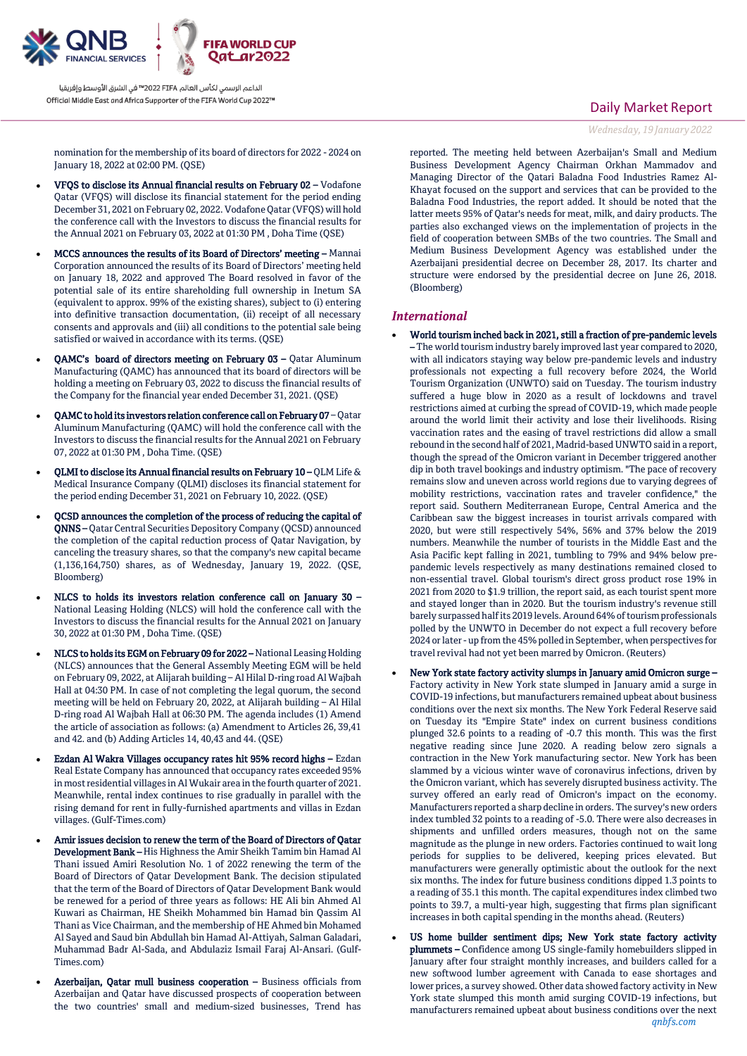nomination for the membership of its board of directors for 2022 - 2024 on January 18, 2022 at 02:00 PM. (QSE)

- **VFQS to disclose its Annual financial results on February 02 –** Vodafone Qatar (VFQS) will disclose its financial statement for the period ending December 31, 2021 on February 02, 2022. Vodafone Qatar (VFQS) will hold the conference call with the Investors to discuss the financial results for the Annual 2021 on February 03, 2022 at 01:30 PM , Doha Time (QSE)
- **MCCS announces the results of its Board of Directors' meeting –** Mannai Corporation announced the results of its Board of Directors' meeting held on January 18, 2022 and approved The Board resolved in favor of the potential sale of its entire shareholding full ownership in Inetum SA (equivalent to approx. 99% of the existing shares), subject to (i) entering into definitive transaction documentation, (ii) receipt of all necessary consents and approvals and (iii) all conditions to the potential sale being satisfied or waived in accordance with its terms. (QSE)
- **QAMC's board of directors meeting on February 03 –** Qatar Aluminum Manufacturing (QAMC) has announced that its board of directors will be holding a meeting on February 03, 2022 to discuss the financial results of the Company for the financial year ended December 31, 2021. (QSE)
- **QAMC to hold its investors relation conference call on February 07 –** Qatar Aluminum Manufacturing (QAMC) will hold the conference call with the Investors to discuss the financial results for the Annual 2021 on February 07, 2022 at 01:30 PM , Doha Time. (QSE)
- **QLMI to disclose its Annual financial results on February 10 –** QLM Life & Medical Insurance Company (QLMI) discloses its financial statement for the period ending December 31, 2021 on February 10, 2022. (QSE)
- **QCSD announces the completion of the process of reducing the capital of QNNS –** Qatar Central Securities Depository Company (QCSD) announced the completion of the capital reduction process of Qatar Navigation, by canceling the treasury shares, so that the company's new capital became (1,136,164,750) shares, as of Wednesday, January 19, 2022. (QSE, Bloomberg)
- **NLCS to holds its investors relation conference call on January 30 –** National Leasing Holding (NLCS) will hold the conference call with the Investors to discuss the financial results for the Annual 2021 on January 30, 2022 at 01:30 PM , Doha Time. (QSE)
- **NLCS to holds its EGM on February 09 for 2022 –** National Leasing Holding (NLCS) announces that the General Assembly Meeting EGM will be held on February 09, 2022, at Alijarah building – Al Hilal D-ring road Al Wajbah Hall at 04:30 PM. In case of not completing the legal quorum, the second meeting will be held on February 20, 2022, at Alijarah building – Al Hilal D-ring road Al Wajbah Hall at 06:30 PM. The agenda includes (1) Amend the article of association as follows: (a) Amendment to Articles 26, 39,41 and 42. and (b) Adding Articles 14, 40,43 and 44. (QSE)
- **Ezdan Al Wakra Villages occupancy rates hit 95% record highs –** Ezdan Real Estate Company has announced that occupancy rates exceeded 95% in most residential villages in Al Wukair area in the fourth quarter of 2021. Meanwhile, rental index continues to rise gradually in parallel with the rising demand for rent in fully-furnished apartments and villas in Ezdan villages. (Gulf-Times.com)
- **Amir issues decision to renew the term of the Board of Directors of Qatar Development Bank –** His Highness the Amir Sheikh Tamim bin Hamad Al Thani issued Amiri Resolution No. 1 of 2022 renewing the term of the Board of Directors of Qatar Development Bank. The decision stipulated that the term of the Board of Directors of Qatar Development Bank would be renewed for a period of three years as follows: HE Ali bin Ahmed Al Kuwari as Chairman, HE Sheikh Mohammed bin Hamad bin Qassim Al Thani as Vice Chairman, and the membership of HE Ahmed bin Mohamed Al Sayed and Saud bin Abdullah bin Hamad Al-Attiyah, Salman Galadari, Muhammad Badr Al-Sada, and Abdulaziz Ismail Faraj Al-Ansari. (Gulf-Times.com)
- **Azerbaijan, Qatar mull business cooperation –** Business officials from Azerbaijan and Qatar have discussed prospects of cooperation between the two countries' small and medium-sized businesses, Trend has reported. The meeting held between Azerbaijan's Small and Medium Business Development Agency Chairman Orkhan Mammadov and Managing Director of the Qatari Baladna Food Industries Ramez Al-Khayat focused on the support and services that can be provided to the Baladna Food Industries, the report added. It should be noted that the latter meets 95% of Qatar's needs for meat, milk, and dairy products. The parties also exchanged views on the implementation of projects in the field of cooperation between SMBs of the two countries. The Small and Medium Business Development Agency was established under the Azerbaijani presidential decree on December 28, 2017. Its charter and structure were endorsed by the presidential decree on June 26, 2018. (Bloomberg)

## International

- **World tourism inched back in 2021, still a fraction of pre-pandemic levels –** The world tourism industry barely improved last year compared to 2020, with all indicators staying way below pre-pandemic levels and industry professionals not expecting a full recovery before 2024, the World Tourism Organization (UNWTO) said on Tuesday. The tourism industry suffered a huge blow in 2020 as a result of lockdowns and travel restrictions aimed at curbing the spread of COVID-19, which made people around the world limit their activity and lose their livelihoods. Rising vaccination rates and the easing of travel restrictions did allow a small rebound in the second half of 2021, Madrid-based UNWTO said in a report, though the spread of the Omicron variant in December triggered another dip in both travel bookings and industry optimism. "The pace of recovery remains slow and uneven across world regions due to varying degrees of mobility restrictions, vaccination rates and traveler confidence," the report said. Southern Mediterranean Europe, Central America and the Caribbean saw the biggest increases in tourist arrivals compared with 2020, but were still respectively 54%, 56% and 37% below the 2019 numbers. Meanwhile the number of tourists in the Middle East and the Asia Pacific kept falling in 2021, tumbling to 79% and 94% below pre-pandemic levels respectively as many destinations remained closed to non-essential travel. Global tourism's direct gross product rose 19% in 2021 from 2020 to $1.9 trillion, the report said, as each tourist spent more and stayed longer than in 2020. But the tourism industry's revenue still barely surpassed half its 2019 levels. Around 64% of tourism professionals polled by the UNWTO in December do not expect a full recovery before 2024 or later - up from the 45% polled in September, when perspectives for travel revival had not yet been marred by Omicron. (Reuters)
- **New York state factory activity slumps in January amid Omicron surge –** Factory activity in New York state slumped in January amid a surge in COVID-19 infections, but manufacturers remained upbeat about business conditions over the next six months. The New York Federal Reserve said on Tuesday its "Empire State" index on current business conditions plunged 32.6 points to a reading of -0.7 this month. This was the first negative reading since June 2020. A reading below zero signals a contraction in the New York manufacturing sector. New York has been slammed by a vicious winter wave of coronavirus infections, driven by the Omicron variant, which has severely disrupted business activity. The survey offered an early read of Omicron's impact on the economy. Manufacturers reported a sharp decline in orders. The survey's new orders index tumbled 32 points to a reading of -5.0. There were also decreases in shipments and unfilled orders measures, though not on the same magnitude as the plunge in new orders. Factories continued to wait long periods for supplies to be delivered, keeping prices elevated. But manufacturers were generally optimistic about the outlook for the next six months. The index for future business conditions dipped 1.3 points to a reading of 35.1 this month. The capital expenditures index climbed two points to 39.7, a multi-year high, suggesting that firms plan significant increases in both capital spending in the months ahead. (Reuters)
- **US home builder sentiment dips; New York state factory activity plummets –** Confidence among US single-family homebuilders slipped in January after four straight monthly increases, and builders called for a new softwood lumber agreement with Canada to ease shortages and lower prices, a survey showed. Other data showed factory activity in New York state slumped this month amid surging COVID-19 infections, but manufacturers remained upbeat about business conditions over the next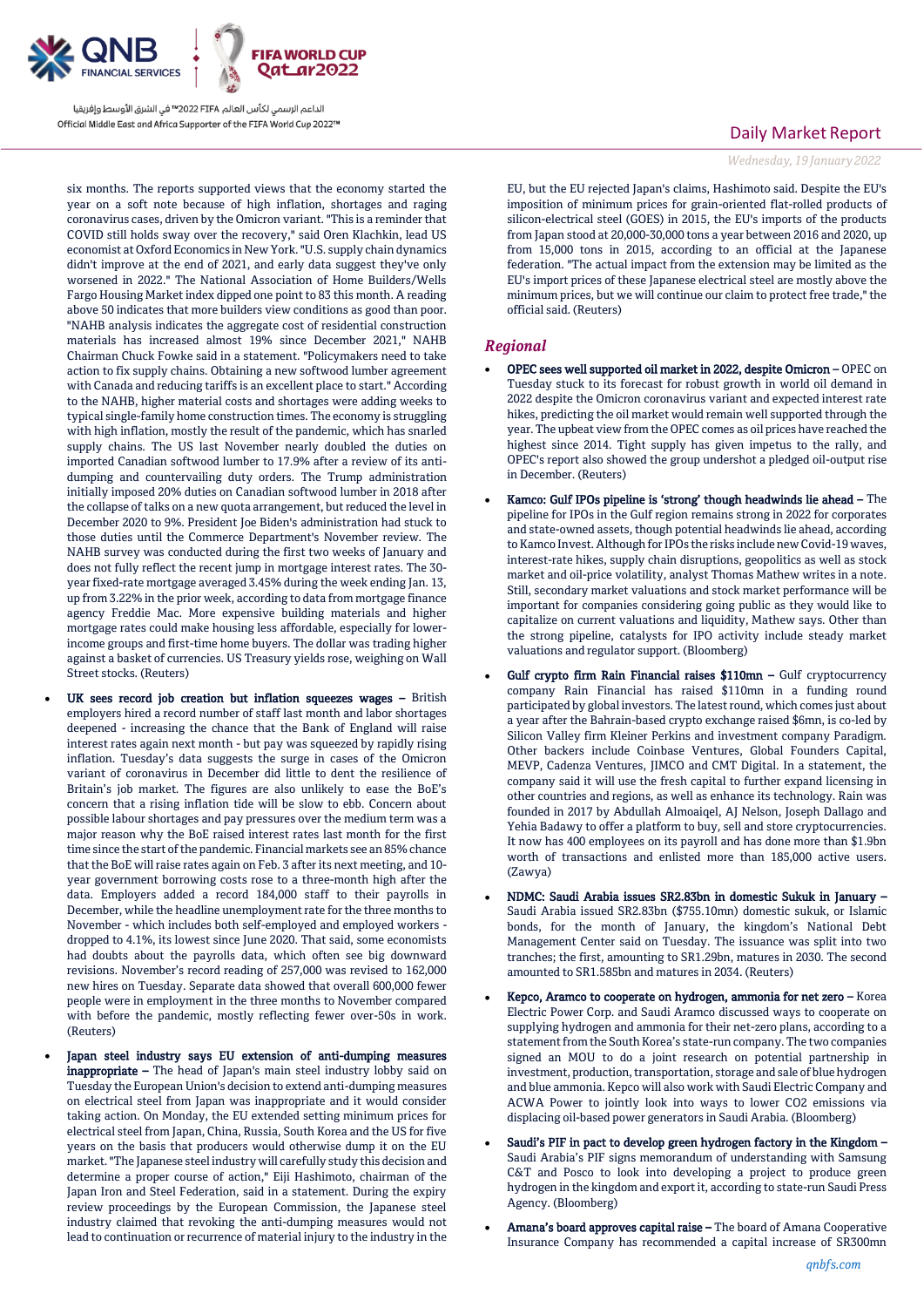six months. The reports supported views that the economy started the year on a soft note because of high inflation, shortages and raging coronavirus cases, driven by the Omicron variant. "This is a reminder that COVID still holds sway over the recovery," said Oren Klachkin, lead US economist at Oxford Economics in New York. "U.S. supply chain dynamics didn't improve at the end of 2021, and early data suggest they've only worsened in 2022." The National Association of Home Builders/Wells Fargo Housing Market index dipped one point to 83 this month. A reading above 50 indicates that more builders view conditions as good than poor. "NAHB analysis indicates the aggregate cost of residential construction materials has increased almost 19% since December 2021," NAHB Chairman Chuck Fowke said in a statement. "Policymakers need to take action to fix supply chains. Obtaining a new softwood lumber agreement with Canada and reducing tariffs is an excellent place to start." According to the NAHB, higher material costs and shortages were adding weeks to typical single-family home construction times. The economy is struggling with high inflation, mostly the result of the pandemic, which has snarled supply chains. The US last November nearly doubled the duties on imported Canadian softwood lumber to 17.9% after a review of its anti-dumping and countervailing duty orders. The Trump administration initially imposed 20% duties on Canadian softwood lumber in 2018 after the collapse of talks on a new quota arrangement, but reduced the level in December 2020 to 9%. President Joe Biden's administration had stuck to those duties until the Commerce Department's November review. The NAHB survey was conducted during the first two weeks of January and does not fully reflect the recent jump in mortgage interest rates. The 30-year fixed-rate mortgage averaged 3.45% during the week ending Jan. 13, up from 3.22% in the prior week, according to data from mortgage finance agency Freddie Mac. More expensive building materials and higher mortgage rates could make housing less affordable, especially for lower-income groups and first-time home buyers. The dollar was trading higher against a basket of currencies. US Treasury yields rose, weighing on Wall Street stocks. (Reuters)

- **UK sees record job creation but inflation squeezes wages –** British employers hired a record number of staff last month and labor shortages deepened - increasing the chance that the Bank of England will raise interest rates again next month - but pay was squeezed by rapidly rising inflation. Tuesday's data suggests the surge in cases of the Omicron variant of coronavirus in December did little to dent the resilience of Britain's job market. The figures are also unlikely to ease the BoE's concern that a rising inflation tide will be slow to ebb. Concern about possible labour shortages and pay pressures over the medium term was a major reason why the BoE raised interest rates last month for the first time since the start of the pandemic. Financial markets see an 85% chance that the BoE will raise rates again on Feb. 3 after its next meeting, and 10-year government borrowing costs rose to a three-month high after the data. Employers added a record 184,000 staff to their payrolls in December, while the headline unemployment rate for the three months to November - which includes both self-employed and employed workers - dropped to 4.1%, its lowest since June 2020. That said, some economists had doubts about the payrolls data, which often see big downward revisions. November's record reading of 257,000 was revised to 162,000 new hires on Tuesday. Separate data showed that overall 600,000 fewer people were in employment in the three months to November compared with before the pandemic, mostly reflecting fewer over-50s in work. (Reuters)

- **Japan steel industry says EU extension of anti-dumping measures inappropriate –** The head of Japan's main steel industry lobby said on Tuesday the European Union's decision to extend anti-dumping measures on electrical steel from Japan was inappropriate and it would consider taking action. On Monday, the EU extended setting minimum prices for electrical steel from Japan, China, Russia, South Korea and the US for five years on the basis that producers would otherwise dump it on the EU market. "The Japanese steel industry will carefully study this decision and determine a proper course of action," Eiji Hashimoto, chairman of the Japan Iron and Steel Federation, said in a statement. During the expiry review proceedings by the European Commission, the Japanese steel industry claimed that revoking the anti-dumping measures would not lead to continuation or recurrence of material injury to the industry in the EU, but the EU rejected Japan's claims, Hashimoto said. Despite the EU's imposition of minimum prices for grain-oriented flat-rolled products of silicon-electrical steel (GOES) in 2015, the EU's imports of the products from Japan stood at 20,000-30,000 tons a year between 2016 and 2020, up from 15,000 tons in 2015, according to an official at the Japanese federation. "The actual impact from the extension may be limited as the EU's import prices of these Japanese electrical steel are mostly above the minimum prices, but we will continue our claim to protect free trade," the official said. (Reuters)

## *Regional*

- **OPEC sees well supported oil market in 2022, despite Omicron –** OPEC on Tuesday stuck to its forecast for robust growth in world oil demand in 2022 despite the Omicron coronavirus variant and expected interest rate hikes, predicting the oil market would remain well supported through the year. The upbeat view from the OPEC comes as oil prices have reached the highest since 2014. Tight supply has given impetus to the rally, and OPEC's report also showed the group undershot a pledged oil-output rise in December. (Reuters)

- **Kamco: Gulf IPOs pipeline is 'strong' though headwinds lie ahead –** The pipeline for IPOs in the Gulf region remains strong in 2022 for corporates and state-owned assets, though potential headwinds lie ahead, according to Kamco Invest. Although for IPOs the risks include new Covid-19 waves, interest-rate hikes, supply chain disruptions, geopolitics as well as stock market and oil-price volatility, analyst Thomas Mathew writes in a note. Still, secondary market valuations and stock market performance will be important for companies considering going public as they would like to capitalize on current valuations and liquidity, Mathew says. Other than the strong pipeline, catalysts for IPO activity include steady market valuations and regulator support. (Bloomberg)

- **Gulf crypto firm Rain Financial raises $110mn –** Gulf cryptocurrency company Rain Financial has raised $110mn in a funding round participated by global investors. The latest round, which comes just about a year after the Bahrain-based crypto exchange raised $6mn, is co-led by Silicon Valley firm Kleiner Perkins and investment company Paradigm. Other backers include Coinbase Ventures, Global Founders Capital, MEVP, Cadenza Ventures, JIMCO and CMT Digital. In a statement, the company said it will use the fresh capital to further expand licensing in other countries and regions, as well as enhance its technology. Rain was founded in 2017 by Abdullah Almoaiqel, AJ Nelson, Joseph Dallago and Yehia Badawy to offer a platform to buy, sell and store cryptocurrencies. It now has 400 employees on its payroll and has done more than $1.9bn worth of transactions and enlisted more than 185,000 active users. (Zawya)

- **NDMC: Saudi Arabia issues SR2.83bn in domestic Sukuk in January –** Saudi Arabia issued SR2.83bn ($755.10mn) domestic sukuk, or Islamic bonds, for the month of January, the kingdom's National Debt Management Center said on Tuesday. The issuance was split into two tranches; the first, amounting to SR1.29bn, matures in 2030. The second amounted to SR1.585bn and matures in 2034. (Reuters)

- **Kepco, Aramco to cooperate on hydrogen, ammonia for net zero –** Korea Electric Power Corp. and Saudi Aramco discussed ways to cooperate on supplying hydrogen and ammonia for their net-zero plans, according to a statement from the South Korea's state-run company. The two companies signed an MOU to do a joint research on potential partnership in investment, production, transportation, storage and sale of blue hydrogen and blue ammonia. Kepco will also work with Saudi Electric Company and ACWA Power to jointly look into ways to lower CO2 emissions via displacing oil-based power generators in Saudi Arabia. (Bloomberg)

- **Saudi's PIF in pact to develop green hydrogen factory in the Kingdom –** Saudi Arabia's PIF signs memorandum of understanding with Samsung C&T and Posco to look into developing a project to produce green hydrogen in the kingdom and export it, according to state-run Saudi Press Agency. (Bloomberg)

- **Amana's board approves capital raise –** The board of Amana Cooperative Insurance Company has recommended a capital increase of SR300mn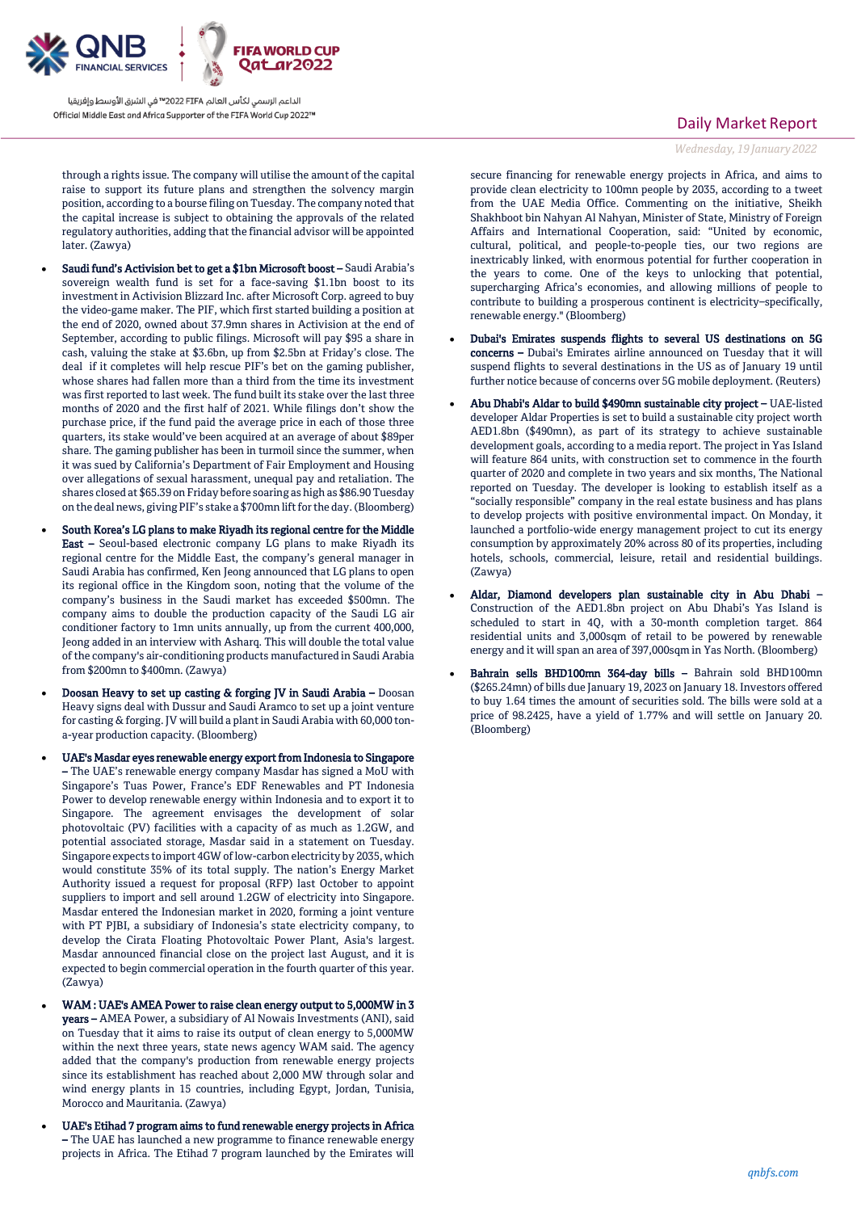through a rights issue. The company will utilise the amount of the capital raise to support its future plans and strengthen the solvency margin position, according to a bourse filing on Tuesday. The company noted that the capital increase is subject to obtaining the approvals of the related regulatory authorities, adding that the financial advisor will be appointed later. (Zawya)

- **Saudi fund's Activision bet to get a $1bn Microsoft boost –** Saudi Arabia's sovereign wealth fund is set for a face-saving $1.1bn boost to its investment in Activision Blizzard Inc. after Microsoft Corp. agreed to buy the video-game maker. The PIF, which first started building a position at the end of 2020, owned about 37.9mn shares in Activision at the end of September, according to public filings. Microsoft will pay $95 a share in cash, valuing the stake at $3.6bn, up from $2.5bn at Friday's close. The deal if it completes will help rescue PIF's bet on the gaming publisher, whose shares had fallen more than a third from the time its investment was first reported to last week. The fund built its stake over the last three months of 2020 and the first half of 2021. While filings don't show the purchase price, if the fund paid the average price in each of those three quarters, its stake would've been acquired at an average of about $89per share. The gaming publisher has been in turmoil since the summer, when it was sued by California's Department of Fair Employment and Housing over allegations of sexual harassment, unequal pay and retaliation. The shares closed at $65.39 on Friday before soaring as high as $86.90 Tuesday on the deal news, giving PIF's stake a $700mn lift for the day. (Bloomberg)
- **South Korea's LG plans to make Riyadh its regional centre for the Middle East –** Seoul-based electronic company LG plans to make Riyadh its regional centre for the Middle East, the company's general manager in Saudi Arabia has confirmed, Ken Jeong announced that LG plans to open its regional office in the Kingdom soon, noting that the volume of the company's business in the Saudi market has exceeded $500mn. The company aims to double the production capacity of the Saudi LG air conditioner factory to 1mn units annually, up from the current 400,000, Jeong added in an interview with Asharq. This will double the total value of the company's air-conditioning products manufactured in Saudi Arabia from $200mn to $400mn. (Zawya)
- **Doosan Heavy to set up casting & forging JV in Saudi Arabia –** Doosan Heavy signs deal with Dussur and Saudi Aramco to set up a joint venture for casting & forging. JV will build a plant in Saudi Arabia with 60,000 ton-a-year production capacity. (Bloomberg)
- **UAE's Masdar eyes renewable energy export from Indonesia to Singapore –** The UAE's renewable energy company Masdar has signed a MoU with Singapore's Tuas Power, France's EDF Renewables and PT Indonesia Power to develop renewable energy within Indonesia and to export it to Singapore. The agreement envisages the development of solar photovoltaic (PV) facilities with a capacity of as much as 1.2GW, and potential associated storage, Masdar said in a statement on Tuesday. Singapore expects to import 4GW of low-carbon electricity by 2035, which would constitute 35% of its total supply. The nation's Energy Market Authority issued a request for proposal (RFP) last October to appoint suppliers to import and sell around 1.2GW of electricity into Singapore. Masdar entered the Indonesian market in 2020, forming a joint venture with PT PJBI, a subsidiary of Indonesia's state electricity company, to develop the Cirata Floating Photovoltaic Power Plant, Asia's largest. Masdar announced financial close on the project last August, and it is expected to begin commercial operation in the fourth quarter of this year. (Zawya)
- **WAM : UAE's AMEA Power to raise clean energy output to 5,000MW in 3 years –** AMEA Power, a subsidiary of Al Nowais Investments (ANI), said on Tuesday that it aims to raise its output of clean energy to 5,000MW within the next three years, state news agency WAM said. The agency added that the company's production from renewable energy projects since its establishment has reached about 2,000 MW through solar and wind energy plants in 15 countries, including Egypt, Jordan, Tunisia, Morocco and Mauritania. (Zawya)
- **UAE's Etihad 7 program aims to fund renewable energy projects in Africa –** The UAE has launched a new programme to finance renewable energy projects in Africa. The Etihad 7 program launched by the Emirates will secure financing for renewable energy projects in Africa, and aims to provide clean electricity to 100mn people by 2035, according to a tweet from the UAE Media Office. Commenting on the initiative, Sheikh Shakhboot bin Nahyan Al Nahyan, Minister of State, Ministry of Foreign Affairs and International Cooperation, said: "United by economic, cultural, political, and people-to-people ties, our two regions are inextricably linked, with enormous potential for further cooperation in the years to come. One of the keys to unlocking that potential, supercharging Africa's economies, and allowing millions of people to contribute to building a prosperous continent is electricity–specifically, renewable energy." (Bloomberg)
- **Dubai's Emirates suspends flights to several US destinations on 5G concerns –** Dubai's Emirates airline announced on Tuesday that it will suspend flights to several destinations in the US as of January 19 until further notice because of concerns over 5G mobile deployment. (Reuters)
- **Abu Dhabi's Aldar to build $490mn sustainable city project –** UAE-listed developer Aldar Properties is set to build a sustainable city project worth AED1.8bn ($490mn), as part of its strategy to achieve sustainable development goals, according to a media report. The project in Yas Island will feature 864 units, with construction set to commence in the fourth quarter of 2020 and complete in two years and six months, The National reported on Tuesday. The developer is looking to establish itself as a "socially responsible" company in the real estate business and has plans to develop projects with positive environmental impact. On Monday, it launched a portfolio-wide energy management project to cut its energy consumption by approximately 20% across 80 of its properties, including hotels, schools, commercial, leisure, retail and residential buildings. (Zawya)
- **Aldar, Diamond developers plan sustainable city in Abu Dhabi –** Construction of the AED1.8bn project on Abu Dhabi's Yas Island is scheduled to start in 4Q, with a 30-month completion target. 864 residential units and 3,000sqm of retail to be powered by renewable energy and it will span an area of 397,000sqm in Yas North. (Bloomberg)
- **Bahrain sells BHD100mn 364-day bills –** Bahrain sold BHD100mn ($265.24mn) of bills due January 19, 2023 on January 18. Investors offered to buy 1.64 times the amount of securities sold. The bills were sold at a price of 98.2425, have a yield of 1.77% and will settle on January 20. (Bloomberg)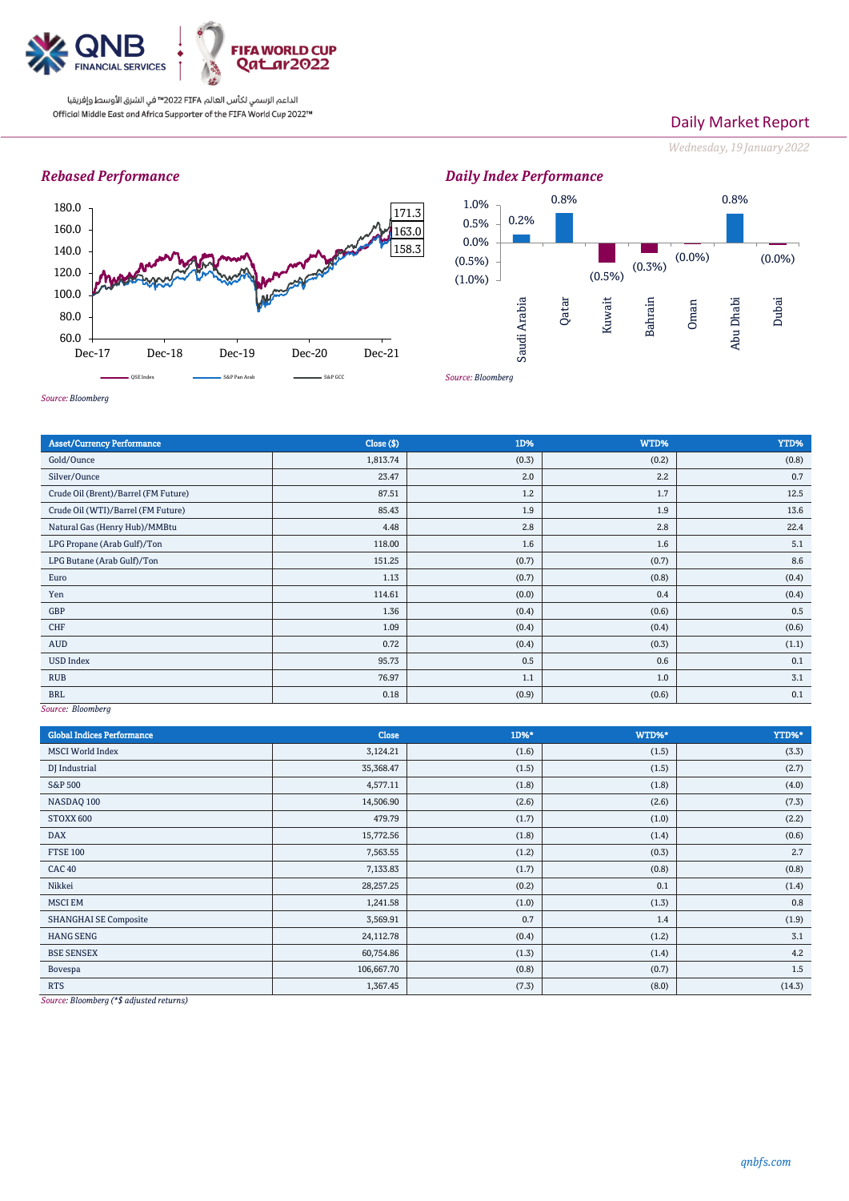Daily Market Report

*Wednesday, 19 January 2022*

## *Rebased Performance*

*Source: Bloomberg*

## *Daily Index Performance*

*Source: Bloomberg*

| Asset/Currency Performance | Close ($) | 1D% | WTD% | YTD% |
|---|---|---|---|---|
| Gold/Ounce | 1,813.74 | (0.3) | (0.2) | (0.8) |
| Silver/Ounce | 23.47 | 2.0 | 2.2 | 0.7 |
| Crude Oil (Brent)/Barrel (FM Future) | 87.51 | 1.2 | 1.7 | 12.5 |
| Crude Oil (WTI)/Barrel (FM Future) | 85.43 | 1.9 | 1.9 | 13.6 |
| Natural Gas (Henry Hub)/MMBtu | 4.48 | 2.8 | 2.8 | 22.4 |
| LPG Propane (Arab Gulf)/Ton | 118.00 | 1.6 | 1.6 | 5.1 |
| LPG Butane (Arab Gulf)/Ton | 151.25 | (0.7) | (0.7) | 8.6 |
| Euro | 1.13 | (0.7) | (0.8) | (0.4) |
| Yen | 114.61 | (0.0) | 0.4 | (0.4) |
| GBP | 1.36 | (0.4) | (0.6) | 0.5 |
| CHF | 1.09 | (0.4) | (0.4) | (0.6) |
| AUD | 0.72 | (0.4) | (0.3) | (1.1) |
| USD Index | 95.73 | 0.5 | 0.6 | 0.1 |
| RUB | 76.97 | 1.1 | 1.0 | 3.1 |
| BRL | 0.18 | (0.9) | (0.6) | 0.1 |

*Source: Bloomberg*

| Global Indices Performance | Close | 1D%* | WTD%* | YTD%* |
|---|---|---|---|---|
| MSCI World Index | 3,124.21 | (1.6) | (1.5) | (3.3) |
| DJ Industrial | 35,368.47 | (1.5) | (1.5) | (2.7) |
| S&P 500 | 4,577.11 | (1.8) | (1.8) | (4.0) |
| NASDAQ 100 | 14,506.90 | (2.6) | (2.6) | (7.3) |
| STOXX 600 | 479.79 | (1.7) | (1.0) | (2.2) |
| DAX | 15,772.56 | (1.8) | (1.4) | (0.6) |
| FTSE 100 | 7,563.55 | (1.2) | (0.3) | 2.7 |
| CAC 40 | 7,133.83 | (1.7) | (0.8) | (0.8) |
| Nikkei | 28,257.25 | (0.2) | 0.1 | (1.4) |
| MSCI EM | 1,241.58 | (1.0) | (1.3) | 0.8 |
| SHANGHAI SE Composite | 3,569.91 | 0.7 | 1.4 | (1.9) |
| HANG SENG | 24,112.78 | (0.4) | (1.2) | 3.1 |
| BSE SENSEX | 60,754.86 | (1.3) | (1.4) | 4.2 |
| Bovespa | 106,667.70 | (0.8) | (0.7) | 1.5 |
| RTS | 1,367.45 | (7.3) | (8.0) | (14.3) |

*Source: Bloomberg (*$ adjusted returns)*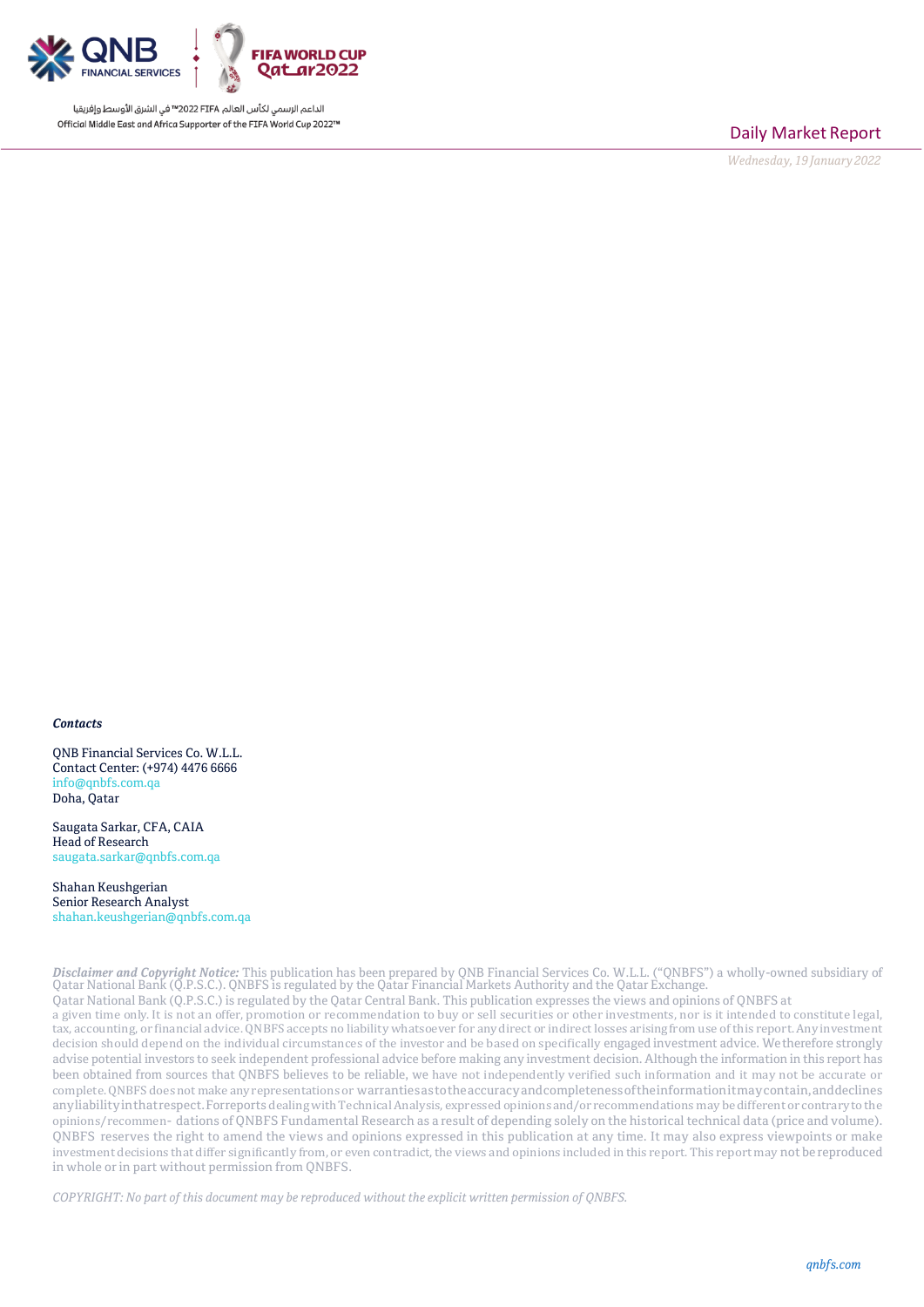***Contacts***

QNB Financial Services Co. W.L.L.
Contact Center: (+974) 4476 6666
info@qnbfs.com.qa
Doha, Qatar

Saugata Sarkar, CFA, CAIA
Head of Research
saugata.sarkar@qnbfs.com.qa

Shahan Keushgerian
Senior Research Analyst
shahan.keushgerian@qnbfs.com.qa

***Disclaimer and Copyright Notice:*** This publication has been prepared by QNB Financial Services Co. W.L.L. ("QNBFS") a wholly-owned subsidiary of Qatar National Bank (Q.P.S.C.). QNBFS is regulated by the Qatar Financial Markets Authority and the Qatar Exchange. Qatar National Bank (Q.P.S.C.) is regulated by the Qatar Central Bank. This publication expresses the views and opinions of QNBFS at a given time only. It is not an offer, promotion or recommendation to buy or sell securities or other investments, nor is it intended to constitute legal, tax, accounting, or financial advice. QNBFS accepts no liability whatsoever for any direct or indirect losses arising from use of this report. Any investment decision should depend on the individual circumstances of the investor and be based on specifically engaged investment advice. We therefore strongly advise potential investors to seek independent professional advice before making any investment decision. Although the information in this report has been obtained from sources that QNBFS believes to be reliable, we have not independently verified such information and it may not be accurate or complete. QNBFS does not make any representations or warranties as to the accuracy and completeness of the information it may contain, and declines any liability in that respect. For reports dealing with Technical Analysis, expressed opinions and/or recommendations may be different or contrary to the opinions/recommendations of QNBFS Fundamental Research as a result of depending solely on the historical technical data (price and volume). QNBFS reserves the right to amend the views and opinions expressed in this publication at any time. It may also express viewpoints or make investment decisions that differ significantly from, or even contradict, the views and opinions included in this report. This report may not be reproduced in whole or in part without permission from QNBFS.

*COPYRIGHT: No part of this document may be reproduced without the explicit written permission of QNBFS.*